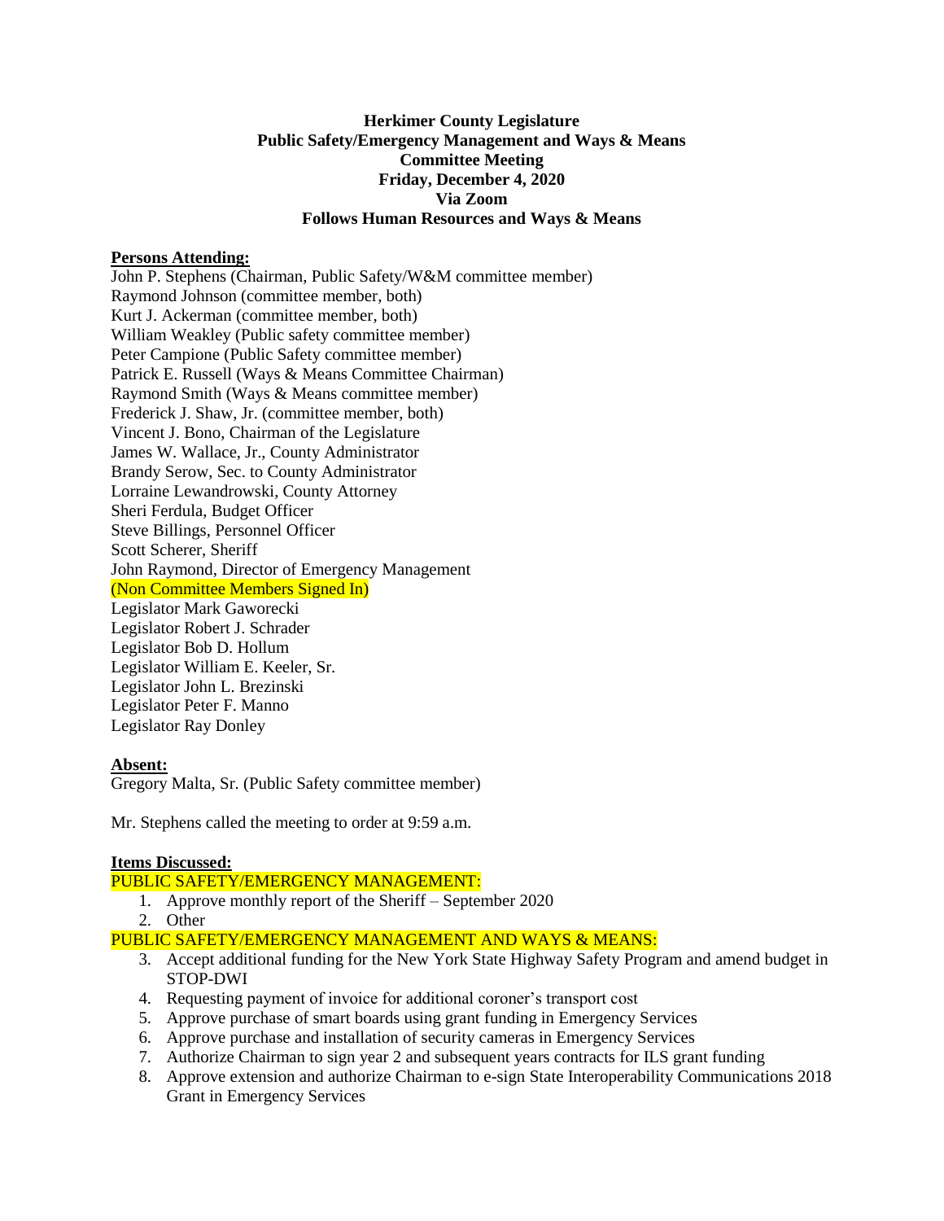**Herkimer County Legislature**
**Public Safety/Emergency Management and Ways & Means**
**Committee Meeting**
**Friday, December 4, 2020**
**Via Zoom**
**Follows Human Resources and Ways & Means**

**Persons Attending:**

John P. Stephens (Chairman, Public Safety/W&M committee member)
Raymond Johnson (committee member, both)
Kurt J. Ackerman (committee member, both)
William Weakley (Public safety committee member)
Peter Campione (Public Safety committee member)
Patrick E. Russell (Ways & Means Committee Chairman)
Raymond Smith (Ways & Means committee member)
Frederick J. Shaw, Jr. (committee member, both)
Vincent J. Bono, Chairman of the Legislature
James W. Wallace, Jr., County Administrator
Brandy Serow, Sec. to County Administrator
Lorraine Lewandrowski, County Attorney
Sheri Ferdula, Budget Officer
Steve Billings, Personnel Officer
Scott Scherer, Sheriff
John Raymond, Director of Emergency Management
(Non Committee Members Signed In)
Legislator Mark Gaworecki
Legislator Robert J. Schrader
Legislator Bob D. Hollum
Legislator William E. Keeler, Sr.
Legislator John L. Brezinski
Legislator Peter F. Manno
Legislator Ray Donley

**Absent:**

Gregory Malta, Sr. (Public Safety committee member)

Mr. Stephens called the meeting to order at 9:59 a.m.

**Items Discussed:**

PUBLIC SAFETY/EMERGENCY MANAGEMENT:

1. Approve monthly report of the Sheriff – September 2020
2. Other

PUBLIC SAFETY/EMERGENCY MANAGEMENT AND WAYS & MEANS:

3. Accept additional funding for the New York State Highway Safety Program and amend budget in STOP-DWI
4. Requesting payment of invoice for additional coroner's transport cost
5. Approve purchase of smart boards using grant funding in Emergency Services
6. Approve purchase and installation of security cameras in Emergency Services
7. Authorize Chairman to sign year 2 and subsequent years contracts for ILS grant funding
8. Approve extension and authorize Chairman to e-sign State Interoperability Communications 2018 Grant in Emergency Services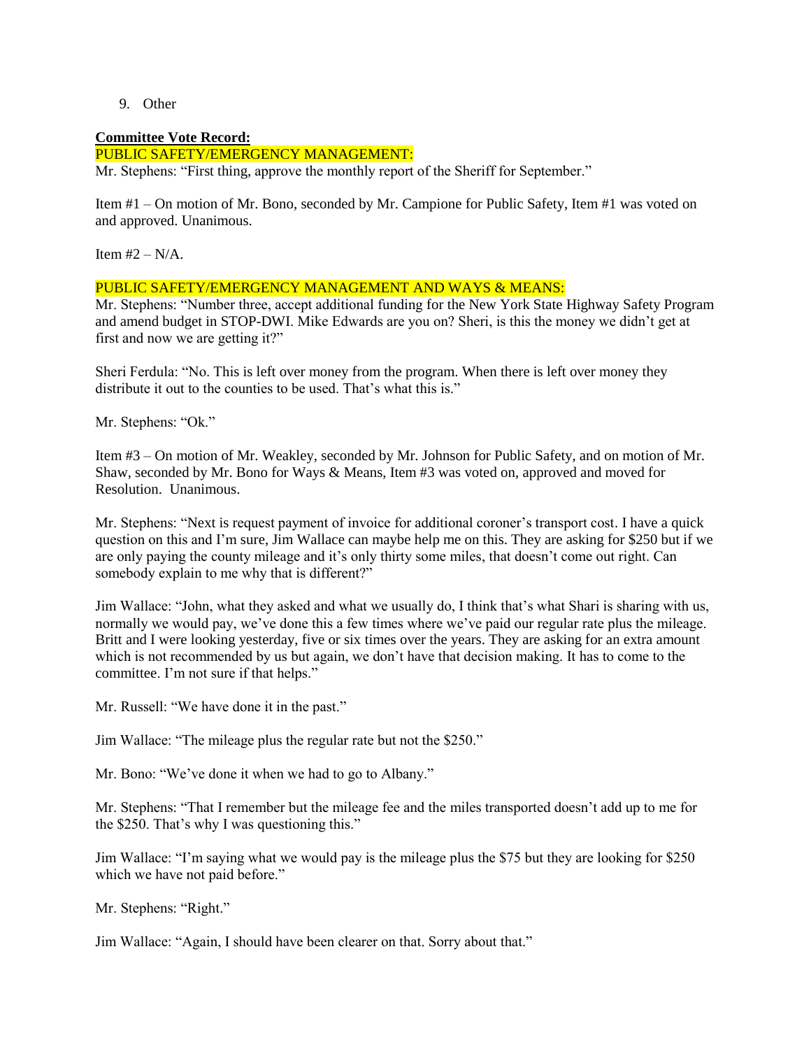9. Other

**Committee Vote Record:**

PUBLIC SAFETY/EMERGENCY MANAGEMENT:

Mr. Stephens: "First thing, approve the monthly report of the Sheriff for September."

Item #1 – On motion of Mr. Bono, seconded by Mr. Campione for Public Safety, Item #1 was voted on and approved. Unanimous.

Item #2 – N/A.

PUBLIC SAFETY/EMERGENCY MANAGEMENT AND WAYS & MEANS:

Mr. Stephens: "Number three, accept additional funding for the New York State Highway Safety Program and amend budget in STOP-DWI. Mike Edwards are you on? Sheri, is this the money we didn't get at first and now we are getting it?"

Sheri Ferdula: "No. This is left over money from the program. When there is left over money they distribute it out to the counties to be used. That's what this is."

Mr. Stephens: "Ok."

Item #3 – On motion of Mr. Weakley, seconded by Mr. Johnson for Public Safety, and on motion of Mr. Shaw, seconded by Mr. Bono for Ways & Means, Item #3 was voted on, approved and moved for Resolution. Unanimous.

Mr. Stephens: "Next is request payment of invoice for additional coroner's transport cost. I have a quick question on this and I'm sure, Jim Wallace can maybe help me on this. They are asking for $250 but if we are only paying the county mileage and it's only thirty some miles, that doesn't come out right. Can somebody explain to me why that is different?"

Jim Wallace: "John, what they asked and what we usually do, I think that's what Shari is sharing with us, normally we would pay, we've done this a few times where we've paid our regular rate plus the mileage. Britt and I were looking yesterday, five or six times over the years. They are asking for an extra amount which is not recommended by us but again, we don't have that decision making. It has to come to the committee. I'm not sure if that helps."

Mr. Russell: "We have done it in the past."

Jim Wallace: "The mileage plus the regular rate but not the $250."

Mr. Bono: "We've done it when we had to go to Albany."

Mr. Stephens: "That I remember but the mileage fee and the miles transported doesn't add up to me for the $250. That's why I was questioning this."

Jim Wallace: "I'm saying what we would pay is the mileage plus the $75 but they are looking for $250 which we have not paid before."

Mr. Stephens: "Right."

Jim Wallace: "Again, I should have been clearer on that. Sorry about that."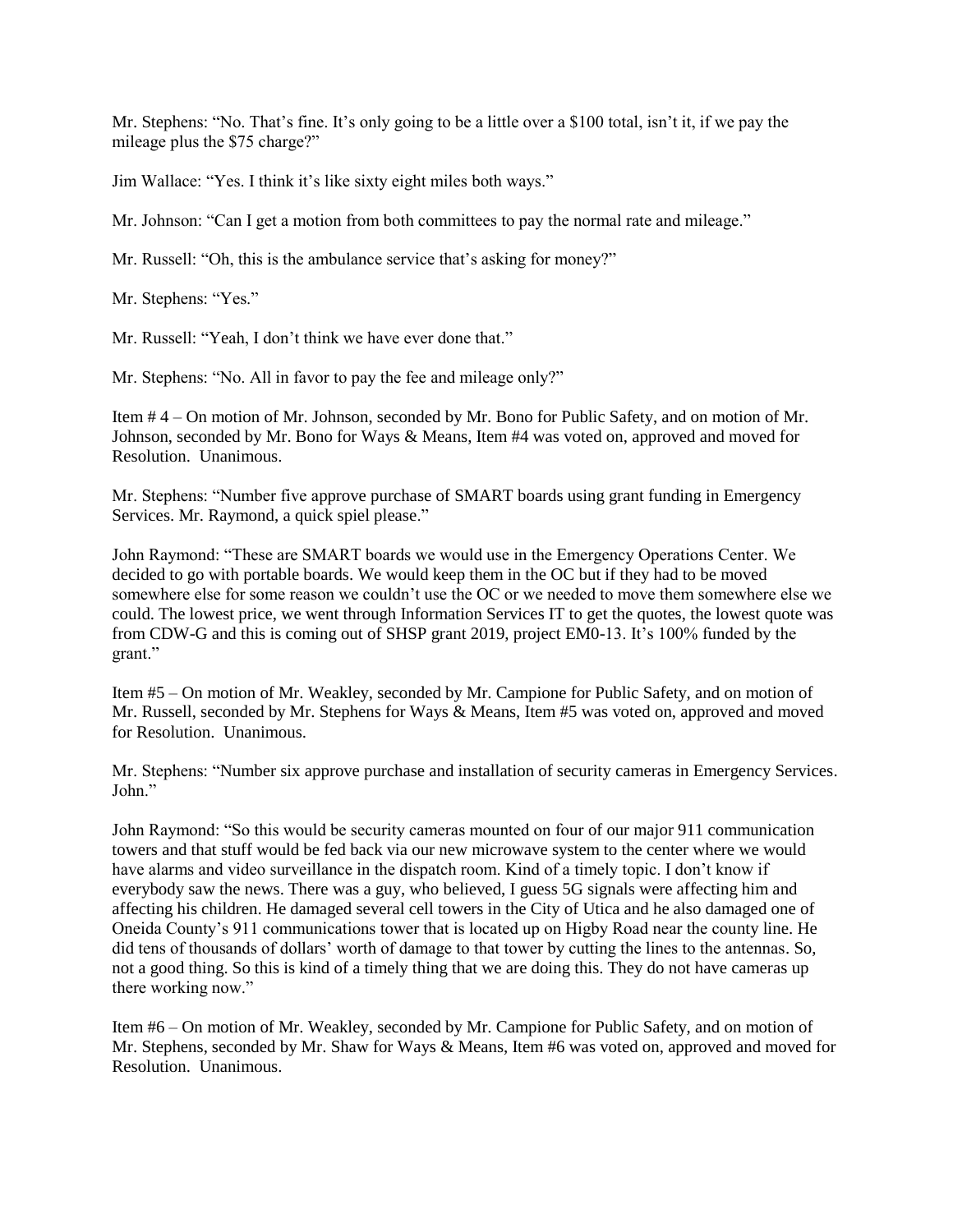Mr. Stephens: "No. That's fine. It's only going to be a little over a $100 total, isn't it, if we pay the mileage plus the $75 charge?"

Jim Wallace: "Yes. I think it's like sixty eight miles both ways."

Mr. Johnson: "Can I get a motion from both committees to pay the normal rate and mileage."

Mr. Russell: "Oh, this is the ambulance service that's asking for money?"

Mr. Stephens: "Yes."

Mr. Russell: "Yeah, I don't think we have ever done that."

Mr. Stephens: "No. All in favor to pay the fee and mileage only?"

Item # 4 – On motion of Mr. Johnson, seconded by Mr. Bono for Public Safety, and on motion of Mr. Johnson, seconded by Mr. Bono for Ways & Means, Item #4 was voted on, approved and moved for Resolution. Unanimous.

Mr. Stephens: "Number five approve purchase of SMART boards using grant funding in Emergency Services. Mr. Raymond, a quick spiel please."

John Raymond: "These are SMART boards we would use in the Emergency Operations Center. We decided to go with portable boards. We would keep them in the OC but if they had to be moved somewhere else for some reason we couldn't use the OC or we needed to move them somewhere else we could. The lowest price, we went through Information Services IT to get the quotes, the lowest quote was from CDW-G and this is coming out of SHSP grant 2019, project EM0-13. It's 100% funded by the grant."

Item #5 – On motion of Mr. Weakley, seconded by Mr. Campione for Public Safety, and on motion of Mr. Russell, seconded by Mr. Stephens for Ways & Means, Item #5 was voted on, approved and moved for Resolution. Unanimous.

Mr. Stephens: "Number six approve purchase and installation of security cameras in Emergency Services. John."

John Raymond: "So this would be security cameras mounted on four of our major 911 communication towers and that stuff would be fed back via our new microwave system to the center where we would have alarms and video surveillance in the dispatch room. Kind of a timely topic. I don't know if everybody saw the news. There was a guy, who believed, I guess 5G signals were affecting him and affecting his children. He damaged several cell towers in the City of Utica and he also damaged one of Oneida County's 911 communications tower that is located up on Higby Road near the county line. He did tens of thousands of dollars' worth of damage to that tower by cutting the lines to the antennas. So, not a good thing. So this is kind of a timely thing that we are doing this. They do not have cameras up there working now."

Item #6 – On motion of Mr. Weakley, seconded by Mr. Campione for Public Safety, and on motion of Mr. Stephens, seconded by Mr. Shaw for Ways & Means, Item #6 was voted on, approved and moved for Resolution. Unanimous.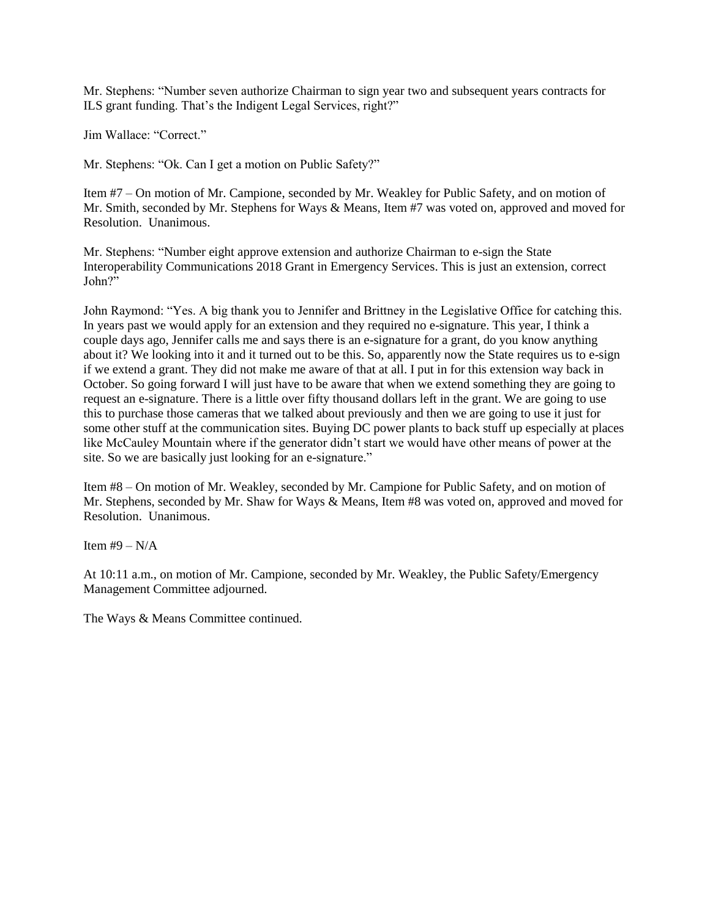Mr. Stephens: "Number seven authorize Chairman to sign year two and subsequent years contracts for ILS grant funding. That's the Indigent Legal Services, right?"

Jim Wallace: "Correct."

Mr. Stephens: "Ok. Can I get a motion on Public Safety?"

Item #7 – On motion of Mr. Campione, seconded by Mr. Weakley for Public Safety, and on motion of Mr. Smith, seconded by Mr. Stephens for Ways & Means, Item #7 was voted on, approved and moved for Resolution. Unanimous.

Mr. Stephens: "Number eight approve extension and authorize Chairman to e-sign the State Interoperability Communications 2018 Grant in Emergency Services. This is just an extension, correct John?"

John Raymond: "Yes. A big thank you to Jennifer and Brittney in the Legislative Office for catching this. In years past we would apply for an extension and they required no e-signature. This year, I think a couple days ago, Jennifer calls me and says there is an e-signature for a grant, do you know anything about it? We looking into it and it turned out to be this. So, apparently now the State requires us to e-sign if we extend a grant. They did not make me aware of that at all. I put in for this extension way back in October. So going forward I will just have to be aware that when we extend something they are going to request an e-signature. There is a little over fifty thousand dollars left in the grant. We are going to use this to purchase those cameras that we talked about previously and then we are going to use it just for some other stuff at the communication sites. Buying DC power plants to back stuff up especially at places like McCauley Mountain where if the generator didn't start we would have other means of power at the site. So we are basically just looking for an e-signature."

Item #8 – On motion of Mr. Weakley, seconded by Mr. Campione for Public Safety, and on motion of Mr. Stephens, seconded by Mr. Shaw for Ways & Means, Item #8 was voted on, approved and moved for Resolution. Unanimous.

Item #9 – N/A

At 10:11 a.m., on motion of Mr. Campione, seconded by Mr. Weakley, the Public Safety/Emergency Management Committee adjourned.

The Ways & Means Committee continued.